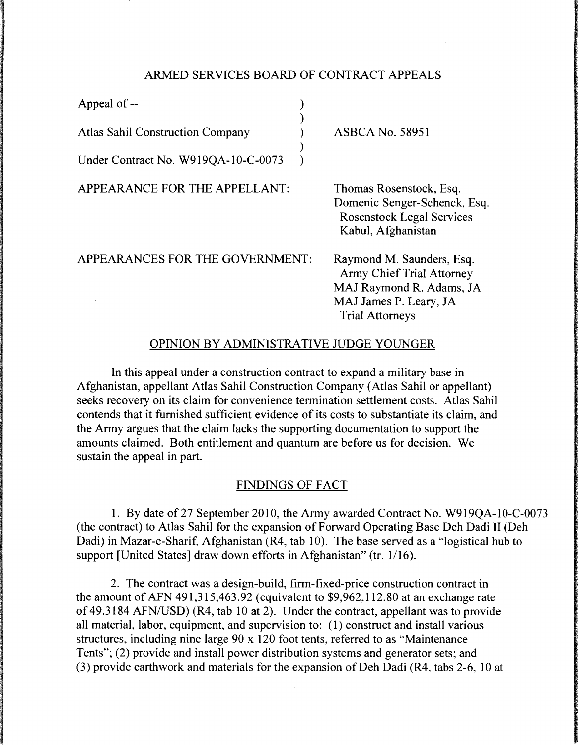ARMED SERVICES BOARD OF CONTRACT APPEALS

| | | |
|---|---|---|
| Appeal of -- | ) | |
| | ) | |
| Atlas Sahil Construction Company | ) | ASBCA No. 58951 |
| | ) | |
| Under Contract No. W919QA-10-C-0073 | ) | |

APPEARANCE FOR THE APPELLANT: Thomas Rosenstock, Esq.
Domenic Senger-Schenck, Esq.
Rosenstock Legal Services
Kabul, Afghanistan

APPEARANCES FOR THE GOVERNMENT: Raymond M. Saunders, Esq.
Army Chief Trial Attorney
MAJ Raymond R. Adams, JA
MAJ James P. Leary, JA
Trial Attorneys

OPINION BY ADMINISTRATIVE JUDGE YOUNGER

In this appeal under a construction contract to expand a military base in Afghanistan, appellant Atlas Sahil Construction Company (Atlas Sahil or appellant) seeks recovery on its claim for convenience termination settlement costs. Atlas Sahil contends that it furnished sufficient evidence of its costs to substantiate its claim, and the Army argues that the claim lacks the supporting documentation to support the amounts claimed. Both entitlement and quantum are before us for decision. We sustain the appeal in part.

FINDINGS OF FACT

1. By date of 27 September 2010, the Army awarded Contract No. W919QA-10-C-0073 (the contract) to Atlas Sahil for the expansion of Forward Operating Base Deh Dadi II (Deh Dadi) in Mazar-e-Sharif, Afghanistan (R4, tab 10). The base served as a "logistical hub to support [United States] draw down efforts in Afghanistan" (tr. 1/16).

2. The contract was a design-build, firm-fixed-price construction contract in the amount of AFN 491,315,463.92 (equivalent to $9,962,112.80 at an exchange rate of 49.3184 AFN/USD) (R4, tab 10 at 2). Under the contract, appellant was to provide all material, labor, equipment, and supervision to: (1) construct and install various structures, including nine large 90 x 120 foot tents, referred to as "Maintenance Tents"; (2) provide and install power distribution systems and generator sets; and (3) provide earthwork and materials for the expansion of Deh Dadi (R4, tabs 2-6, 10 at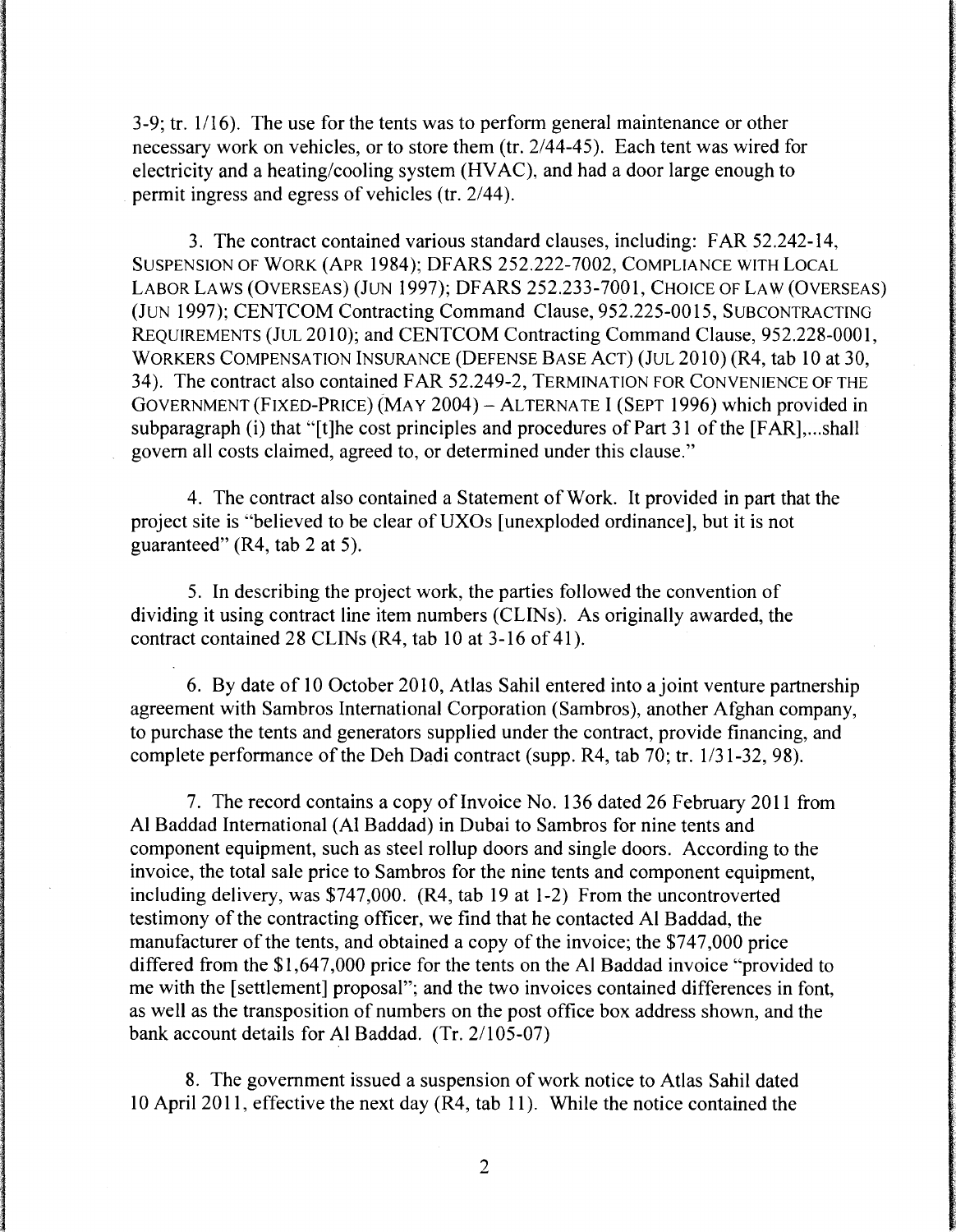3-9; tr. 1/16). The use for the tents was to perform general maintenance or other necessary work on vehicles, or to store them (tr. 2/44-45). Each tent was wired for electricity and a heating/cooling system (HVAC), and had a door large enough to permit ingress and egress of vehicles (tr. 2/44).

3. The contract contained various standard clauses, including: FAR 52.242-14, SUSPENSION OF WORK (APR 1984); DFARS 252.222-7002, COMPLIANCE WITH LOCAL LABOR LAWS (OVERSEAS) (JUN 1997); DFARS 252.233-7001, CHOICE OF LAW (OVERSEAS) (JUN 1997); CENTCOM Contracting Command Clause, 952.225-0015, SUBCONTRACTING REQUIREMENTS (JUL 2010); and CENTCOM Contracting Command Clause, 952.228-0001, WORKERS COMPENSATION INSURANCE (DEFENSE BASE ACT) (JUL 2010) (R4, tab 10 at 30, 34). The contract also contained FAR 52.249-2, TERMINATION FOR CONVENIENCE OF THE GOVERNMENT (FIXED-PRICE) (MAY 2004) – ALTERNATE I (SEPT 1996) which provided in subparagraph (i) that "[t]he cost principles and procedures of Part 31 of the [FAR],...shall govern all costs claimed, agreed to, or determined under this clause."

4. The contract also contained a Statement of Work. It provided in part that the project site is "believed to be clear of UXOs [unexploded ordinance], but it is not guaranteed" (R4, tab 2 at 5).

5. In describing the project work, the parties followed the convention of dividing it using contract line item numbers (CLINs). As originally awarded, the contract contained 28 CLINs (R4, tab 10 at 3-16 of 41).

6. By date of 10 October 2010, Atlas Sahil entered into a joint venture partnership agreement with Sambros International Corporation (Sambros), another Afghan company, to purchase the tents and generators supplied under the contract, provide financing, and complete performance of the Deh Dadi contract (supp. R4, tab 70; tr. 1/31-32, 98).

7. The record contains a copy of Invoice No. 136 dated 26 February 2011 from Al Baddad International (Al Baddad) in Dubai to Sambros for nine tents and component equipment, such as steel rollup doors and single doors. According to the invoice, the total sale price to Sambros for the nine tents and component equipment, including delivery, was $747,000. (R4, tab 19 at 1-2) From the uncontroverted testimony of the contracting officer, we find that he contacted Al Baddad, the manufacturer of the tents, and obtained a copy of the invoice; the $747,000 price differed from the $1,647,000 price for the tents on the Al Baddad invoice "provided to me with the [settlement] proposal"; and the two invoices contained differences in font, as well as the transposition of numbers on the post office box address shown, and the bank account details for Al Baddad. (Tr. 2/105-07)

8. The government issued a suspension of work notice to Atlas Sahil dated 10 April 2011, effective the next day (R4, tab 11). While the notice contained the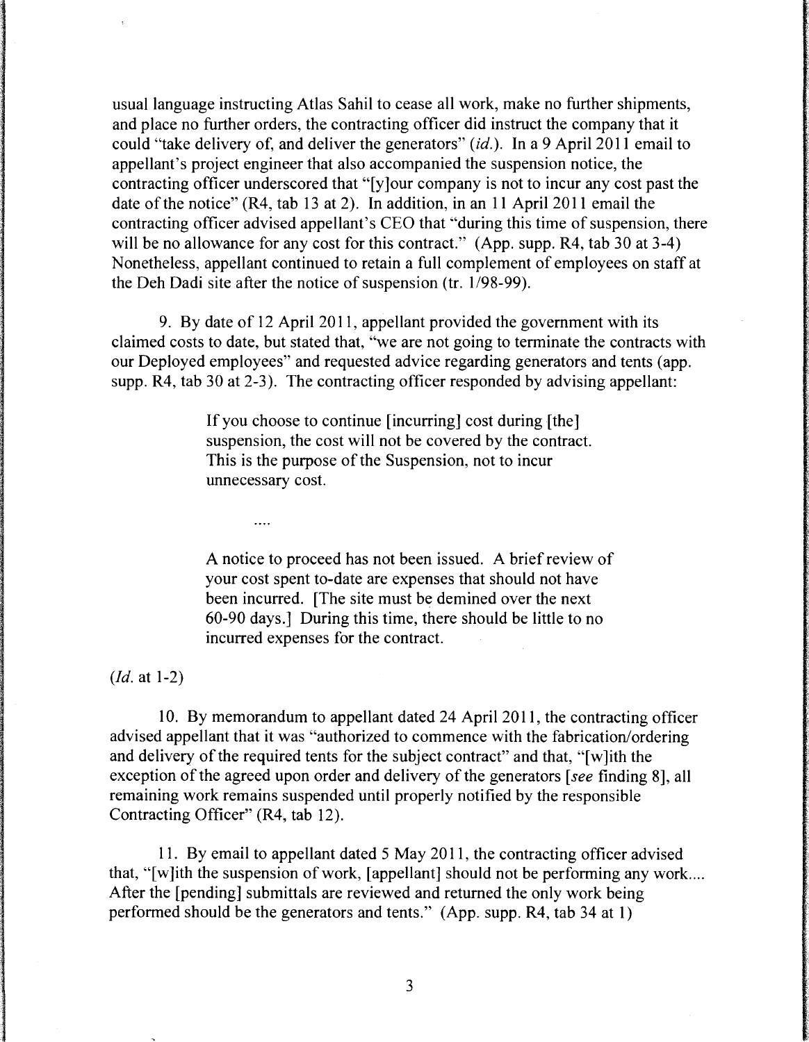usual language instructing Atlas Sahil to cease all work, make no further shipments, and place no further orders, the contracting officer did instruct the company that it could "take delivery of, and deliver the generators" (*id.*). In a 9 April 2011 email to appellant's project engineer that also accompanied the suspension notice, the contracting officer underscored that "[y]our company is not to incur any cost past the date of the notice" (R4, tab 13 at 2). In addition, in an 11 April 2011 email the contracting officer advised appellant's CEO that "during this time of suspension, there will be no allowance for any cost for this contract." (App. supp. R4, tab 30 at 3-4) Nonetheless, appellant continued to retain a full complement of employees on staff at the Deh Dadi site after the notice of suspension (tr. 1/98-99).

9. By date of 12 April 2011, appellant provided the government with its claimed costs to date, but stated that, "we are not going to terminate the contracts with our Deployed employees" and requested advice regarding generators and tents (app. supp. R4, tab 30 at 2-3). The contracting officer responded by advising appellant:

> If you choose to continue [incurring] cost during [the] suspension, the cost will not be covered by the contract. This is the purpose of the Suspension, not to incur unnecessary cost.
>
> ....
>
> A notice to proceed has not been issued. A brief review of your cost spent to-date are expenses that should not have been incurred. [The site must be demined over the next 60-90 days.] During this time, there should be little to no incurred expenses for the contract.

(*Id.* at 1-2)

10. By memorandum to appellant dated 24 April 2011, the contracting officer advised appellant that it was "authorized to commence with the fabrication/ordering and delivery of the required tents for the subject contract" and that, "[w]ith the exception of the agreed upon order and delivery of the generators [*see* finding 8], all remaining work remains suspended until properly notified by the responsible Contracting Officer" (R4, tab 12).

11. By email to appellant dated 5 May 2011, the contracting officer advised that, "[w]ith the suspension of work, [appellant] should not be performing any work.... After the [pending] submittals are reviewed and returned the only work being performed should be the generators and tents." (App. supp. R4, tab 34 at 1)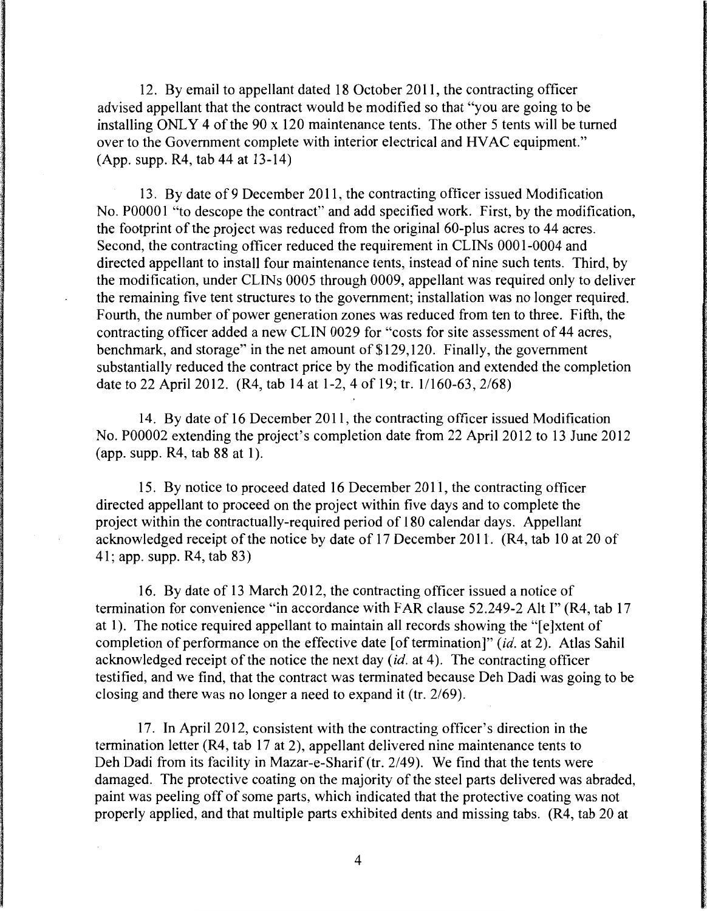12. By email to appellant dated 18 October 2011, the contracting officer advised appellant that the contract would be modified so that "you are going to be installing ONLY 4 of the 90 x 120 maintenance tents. The other 5 tents will be turned over to the Government complete with interior electrical and HVAC equipment." (App. supp. R4, tab 44 at 13-14)

13. By date of 9 December 2011, the contracting officer issued Modification No. P00001 "to descope the contract" and add specified work. First, by the modification, the footprint of the project was reduced from the original 60-plus acres to 44 acres. Second, the contracting officer reduced the requirement in CLINs 0001-0004 and directed appellant to install four maintenance tents, instead of nine such tents. Third, by the modification, under CLINs 0005 through 0009, appellant was required only to deliver the remaining five tent structures to the government; installation was no longer required. Fourth, the number of power generation zones was reduced from ten to three. Fifth, the contracting officer added a new CLIN 0029 for "costs for site assessment of 44 acres, benchmark, and storage" in the net amount of $129,120. Finally, the government substantially reduced the contract price by the modification and extended the completion date to 22 April 2012. (R4, tab 14 at 1-2, 4 of 19; tr. 1/160-63, 2/68)

14. By date of 16 December 2011, the contracting officer issued Modification No. P00002 extending the project's completion date from 22 April 2012 to 13 June 2012 (app. supp. R4, tab 88 at 1).

15. By notice to proceed dated 16 December 2011, the contracting officer directed appellant to proceed on the project within five days and to complete the project within the contractually-required period of 180 calendar days. Appellant acknowledged receipt of the notice by date of 17 December 2011. (R4, tab 10 at 20 of 41; app. supp. R4, tab 83)

16. By date of 13 March 2012, the contracting officer issued a notice of termination for convenience "in accordance with FAR clause 52.249-2 Alt I" (R4, tab 17 at 1). The notice required appellant to maintain all records showing the "[e]xtent of completion of performance on the effective date [of termination]" (*id.* at 2). Atlas Sahil acknowledged receipt of the notice the next day (*id.* at 4). The contracting officer testified, and we find, that the contract was terminated because Deh Dadi was going to be closing and there was no longer a need to expand it (tr. 2/69).

17. In April 2012, consistent with the contracting officer's direction in the termination letter (R4, tab 17 at 2), appellant delivered nine maintenance tents to Deh Dadi from its facility in Mazar-e-Sharif (tr. 2/49). We find that the tents were damaged. The protective coating on the majority of the steel parts delivered was abraded, paint was peeling off of some parts, which indicated that the protective coating was not properly applied, and that multiple parts exhibited dents and missing tabs. (R4, tab 20 at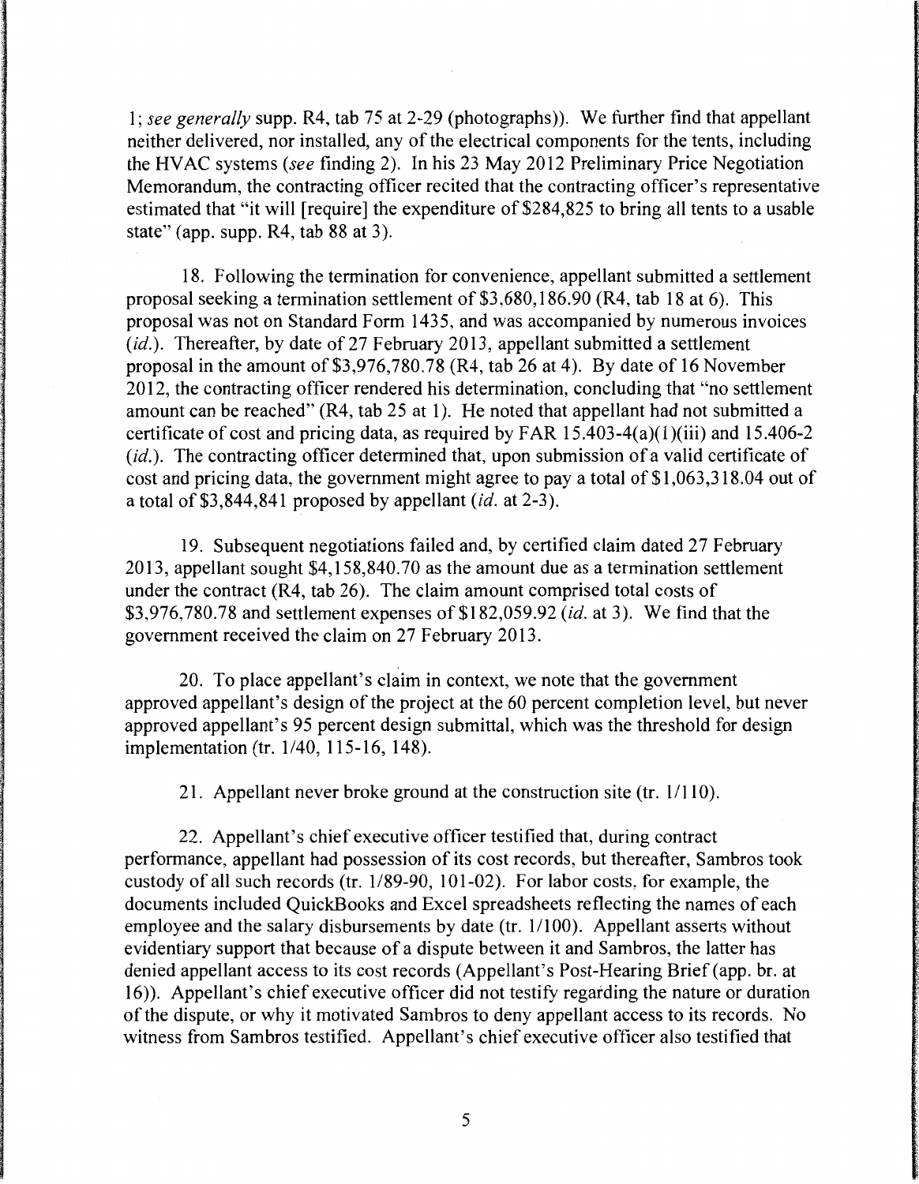1; *see generally* supp. R4, tab 75 at 2-29 (photographs)). We further find that appellant neither delivered, nor installed, any of the electrical components for the tents, including the HVAC systems (*see* finding 2). In his 23 May 2012 Preliminary Price Negotiation Memorandum, the contracting officer recited that the contracting officer's representative estimated that "it will [require] the expenditure of $284,825 to bring all tents to a usable state" (app. supp. R4, tab 88 at 3).

18. Following the termination for convenience, appellant submitted a settlement proposal seeking a termination settlement of $3,680,186.90 (R4, tab 18 at 6). This proposal was not on Standard Form 1435, and was accompanied by numerous invoices (*id.*). Thereafter, by date of 27 February 2013, appellant submitted a settlement proposal in the amount of $3,976,780.78 (R4, tab 26 at 4). By date of 16 November 2012, the contracting officer rendered his determination, concluding that "no settlement amount can be reached" (R4, tab 25 at 1). He noted that appellant had not submitted a certificate of cost and pricing data, as required by FAR 15.403-4(a)(1)(iii) and 15.406-2 (*id.*). The contracting officer determined that, upon submission of a valid certificate of cost and pricing data, the government might agree to pay a total of $1,063,318.04 out of a total of $3,844,841 proposed by appellant (*id.* at 2-3).

19. Subsequent negotiations failed and, by certified claim dated 27 February 2013, appellant sought $4,158,840.70 as the amount due as a termination settlement under the contract (R4, tab 26). The claim amount comprised total costs of $3,976,780.78 and settlement expenses of $182,059.92 (*id.* at 3). We find that the government received the claim on 27 February 2013.

20. To place appellant's claim in context, we note that the government approved appellant's design of the project at the 60 percent completion level, but never approved appellant's 95 percent design submittal, which was the threshold for design implementation (tr. 1/40, 115-16, 148).

21. Appellant never broke ground at the construction site (tr. 1/110).

22. Appellant's chief executive officer testified that, during contract performance, appellant had possession of its cost records, but thereafter, Sambros took custody of all such records (tr. 1/89-90, 101-02). For labor costs, for example, the documents included QuickBooks and Excel spreadsheets reflecting the names of each employee and the salary disbursements by date (tr. 1/100). Appellant asserts without evidentiary support that because of a dispute between it and Sambros, the latter has denied appellant access to its cost records (Appellant's Post-Hearing Brief (app. br. at 16)). Appellant's chief executive officer did not testify regarding the nature or duration of the dispute, or why it motivated Sambros to deny appellant access to its records. No witness from Sambros testified. Appellant's chief executive officer also testified that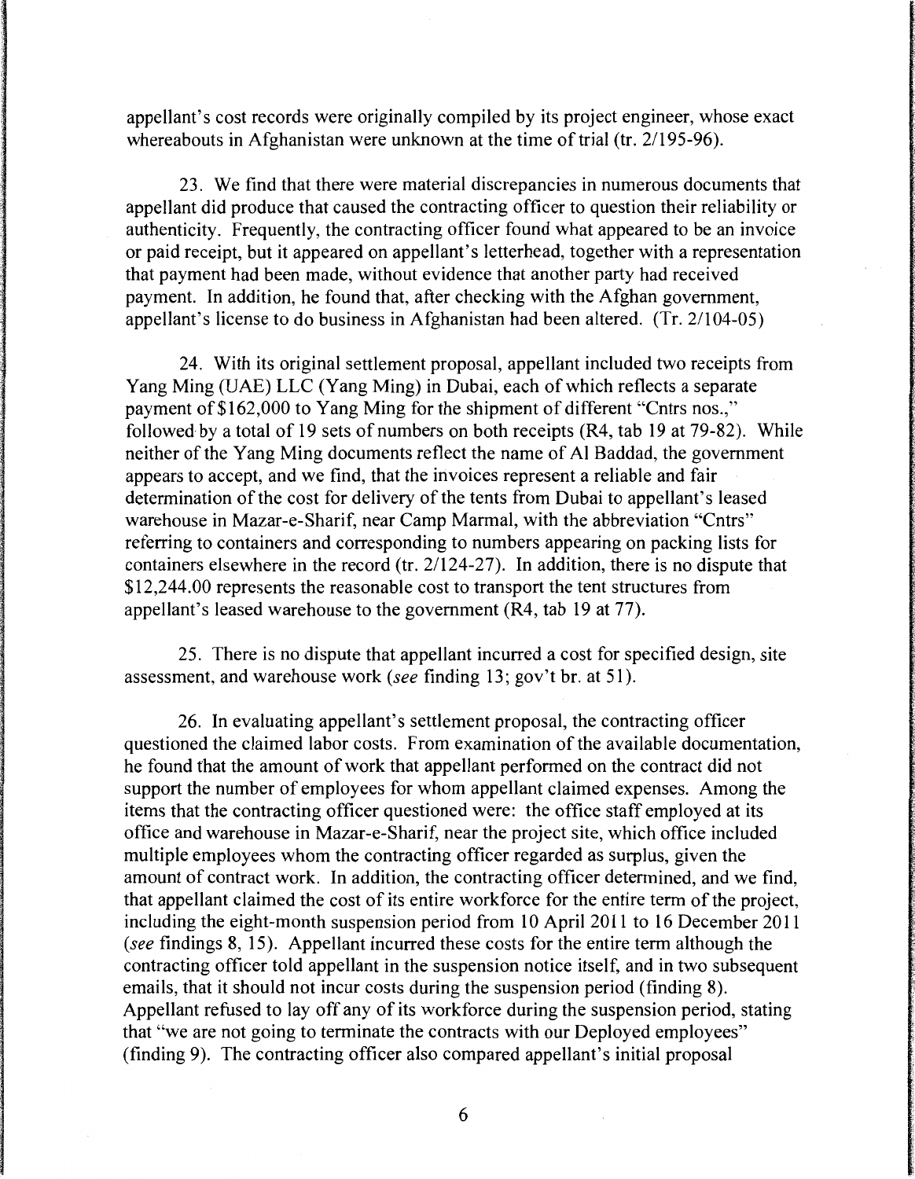appellant's cost records were originally compiled by its project engineer, whose exact whereabouts in Afghanistan were unknown at the time of trial (tr. 2/195-96).

23. We find that there were material discrepancies in numerous documents that appellant did produce that caused the contracting officer to question their reliability or authenticity. Frequently, the contracting officer found what appeared to be an invoice or paid receipt, but it appeared on appellant's letterhead, together with a representation that payment had been made, without evidence that another party had received payment. In addition, he found that, after checking with the Afghan government, appellant's license to do business in Afghanistan had been altered. (Tr. 2/104-05)

24. With its original settlement proposal, appellant included two receipts from Yang Ming (UAE) LLC (Yang Ming) in Dubai, each of which reflects a separate payment of $162,000 to Yang Ming for the shipment of different "Cntrs nos.," followed by a total of 19 sets of numbers on both receipts (R4, tab 19 at 79-82). While neither of the Yang Ming documents reflect the name of Al Baddad, the government appears to accept, and we find, that the invoices represent a reliable and fair determination of the cost for delivery of the tents from Dubai to appellant's leased warehouse in Mazar-e-Sharif, near Camp Marmal, with the abbreviation "Cntrs" referring to containers and corresponding to numbers appearing on packing lists for containers elsewhere in the record (tr. 2/124-27). In addition, there is no dispute that $12,244.00 represents the reasonable cost to transport the tent structures from appellant's leased warehouse to the government (R4, tab 19 at 77).

25. There is no dispute that appellant incurred a cost for specified design, site assessment, and warehouse work (*see* finding 13; gov't br. at 51).

26. In evaluating appellant's settlement proposal, the contracting officer questioned the claimed labor costs. From examination of the available documentation, he found that the amount of work that appellant performed on the contract did not support the number of employees for whom appellant claimed expenses. Among the items that the contracting officer questioned were: the office staff employed at its office and warehouse in Mazar-e-Sharif, near the project site, which office included multiple employees whom the contracting officer regarded as surplus, given the amount of contract work. In addition, the contracting officer determined, and we find, that appellant claimed the cost of its entire workforce for the entire term of the project, including the eight-month suspension period from 10 April 2011 to 16 December 2011 (*see* findings 8, 15). Appellant incurred these costs for the entire term although the contracting officer told appellant in the suspension notice itself, and in two subsequent emails, that it should not incur costs during the suspension period (finding 8). Appellant refused to lay off any of its workforce during the suspension period, stating that "we are not going to terminate the contracts with our Deployed employees" (finding 9). The contracting officer also compared appellant's initial proposal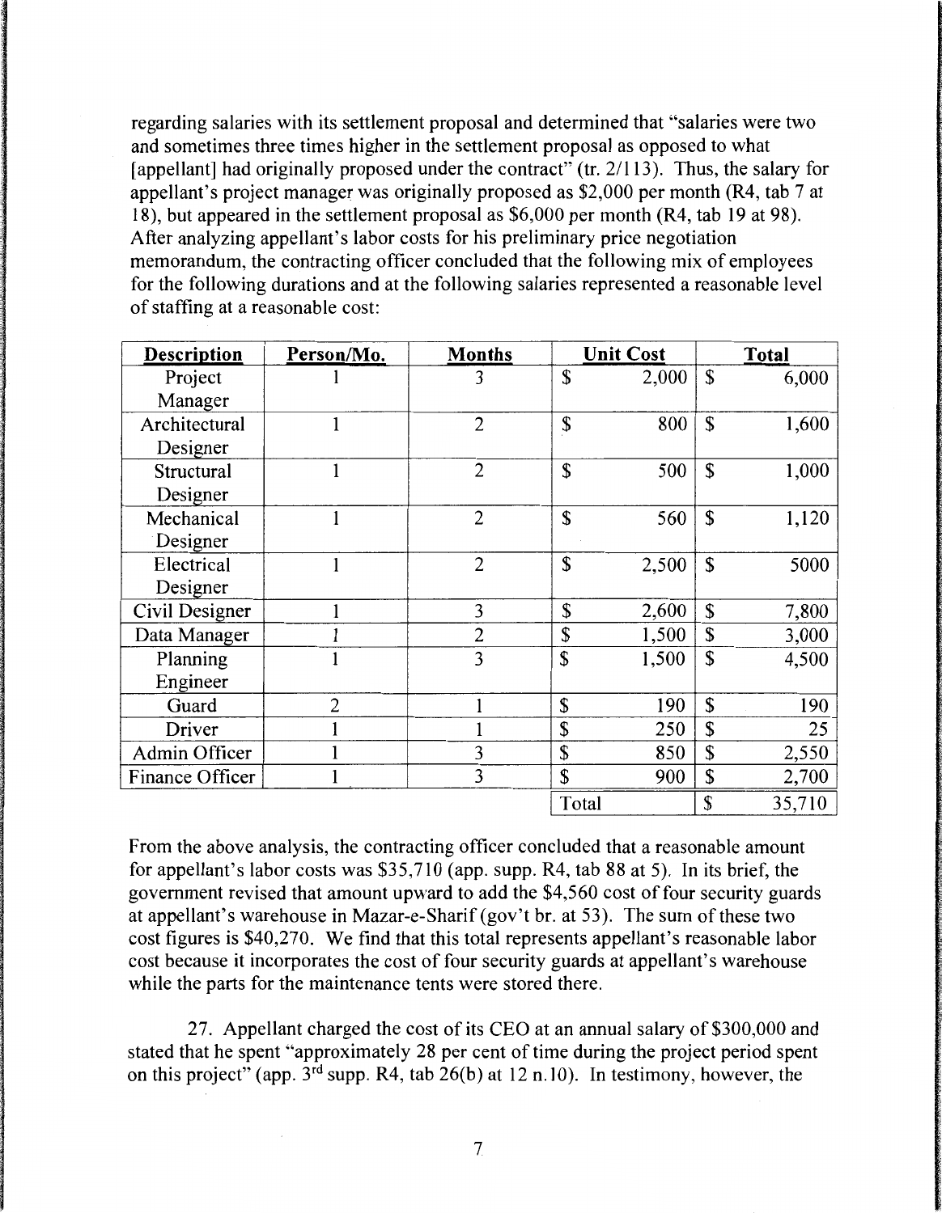regarding salaries with its settlement proposal and determined that "salaries were two and sometimes three times higher in the settlement proposal as opposed to what [appellant] had originally proposed under the contract" (tr. 2/113). Thus, the salary for appellant's project manager was originally proposed as $2,000 per month (R4, tab 7 at 18), but appeared in the settlement proposal as $6,000 per month (R4, tab 19 at 98). After analyzing appellant's labor costs for his preliminary price negotiation memorandum, the contracting officer concluded that the following mix of employees for the following durations and at the following salaries represented a reasonable level of staffing at a reasonable cost:

| Description | Person/Mo. | Months | Unit Cost | Total |
|---|---|---|---|---|
| Project Manager | 1 | 3 | $ 2,000 | $ 6,000 |
| Architectural Designer | 1 | 2 | $ 800 | $ 1,600 |
| Structural Designer | 1 | 2 | $ 500 | $ 1,000 |
| Mechanical Designer | 1 | 2 | $ 560 | $ 1,120 |
| Electrical Designer | 1 | 2 | $ 2,500 | $ 5000 |
| Civil Designer | 1 | 3 | $ 2,600 | $ 7,800 |
| Data Manager | 1 | 2 | $ 1,500 | $ 3,000 |
| Planning Engineer | 1 | 3 | $ 1,500 | $ 4,500 |
| Guard | 2 | 1 | $ 190 | $ 190 |
| Driver | 1 | 1 | $ 250 | $ 25 |
| Admin Officer | 1 | 3 | $ 850 | $ 2,550 |
| Finance Officer | 1 | 3 | $ 900 | $ 2,700 |
| | | | Total | $ 35,710 |

From the above analysis, the contracting officer concluded that a reasonable amount for appellant's labor costs was $35,710 (app. supp. R4, tab 88 at 5). In its brief, the government revised that amount upward to add the $4,560 cost of four security guards at appellant's warehouse in Mazar-e-Sharif (gov't br. at 53). The sum of these two cost figures is $40,270. We find that this total represents appellant's reasonable labor cost because it incorporates the cost of four security guards at appellant's warehouse while the parts for the maintenance tents were stored there.

27. Appellant charged the cost of its CEO at an annual salary of $300,000 and stated that he spent "approximately 28 per cent of time during the project period spent on this project" (app. 3rd supp. R4, tab 26(b) at 12 n.10). In testimony, however, the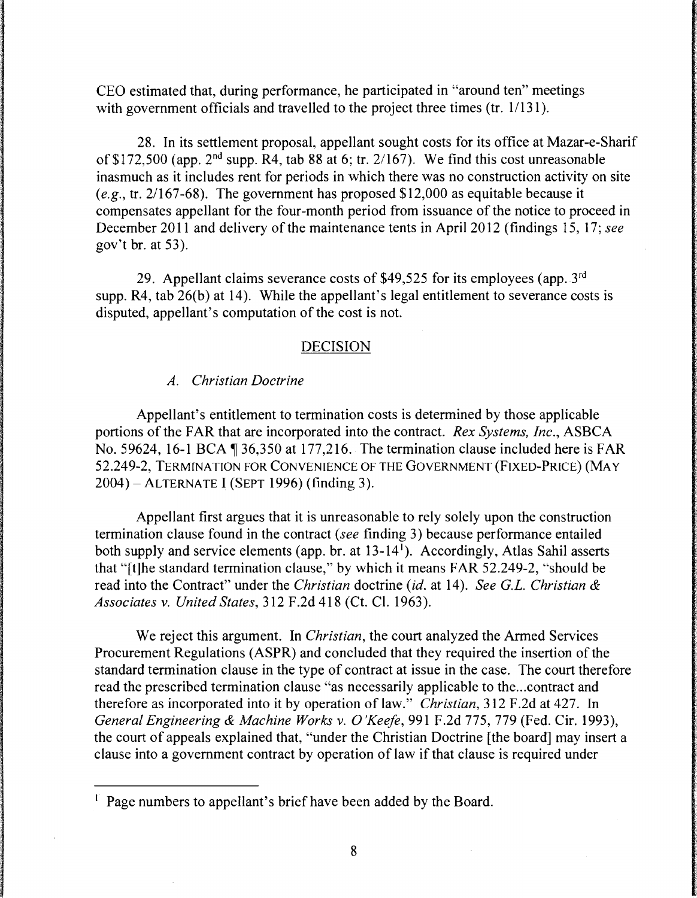CEO estimated that, during performance, he participated in "around ten" meetings with government officials and travelled to the project three times (tr. 1/131).

28. In its settlement proposal, appellant sought costs for its office at Mazar-e-Sharif of $172,500 (app. 2nd supp. R4, tab 88 at 6; tr. 2/167). We find this cost unreasonable inasmuch as it includes rent for periods in which there was no construction activity on site (*e.g.*, tr. 2/167-68). The government has proposed $12,000 as equitable because it compensates appellant for the four-month period from issuance of the notice to proceed in December 2011 and delivery of the maintenance tents in April 2012 (findings 15, 17; *see* gov't br. at 53).

29. Appellant claims severance costs of $49,525 for its employees (app. 3rd supp. R4, tab 26(b) at 14). While the appellant's legal entitlement to severance costs is disputed, appellant's computation of the cost is not.

## DECISION

### *A. Christian Doctrine*

Appellant's entitlement to termination costs is determined by those applicable portions of the FAR that are incorporated into the contract. *Rex Systems, Inc.*, ASBCA No. 59624, 16-1 BCA ¶ 36,350 at 177,216. The termination clause included here is FAR 52.249-2, TERMINATION FOR CONVENIENCE OF THE GOVERNMENT (FIXED-PRICE) (MAY 2004) – ALTERNATE I (SEPT 1996) (finding 3).

Appellant first argues that it is unreasonable to rely solely upon the construction termination clause found in the contract (*see* finding 3) because performance entailed both supply and service elements (app. br. at 13-14[1]). Accordingly, Atlas Sahil asserts that "[t]he standard termination clause," by which it means FAR 52.249-2, "should be read into the Contract" under the *Christian* doctrine (*id.* at 14). *See G.L. Christian & Associates v. United States*, 312 F.2d 418 (Ct. Cl. 1963).

We reject this argument. In *Christian*, the court analyzed the Armed Services Procurement Regulations (ASPR) and concluded that they required the insertion of the standard termination clause in the type of contract at issue in the case. The court therefore read the prescribed termination clause "as necessarily applicable to the...contract and therefore as incorporated into it by operation of law." *Christian*, 312 F.2d at 427. In *General Engineering & Machine Works v. O'Keefe*, 991 F.2d 775, 779 (Fed. Cir. 1993), the court of appeals explained that, "under the Christian Doctrine [the board] may insert a clause into a government contract by operation of law if that clause is required under

[1] Page numbers to appellant's brief have been added by the Board.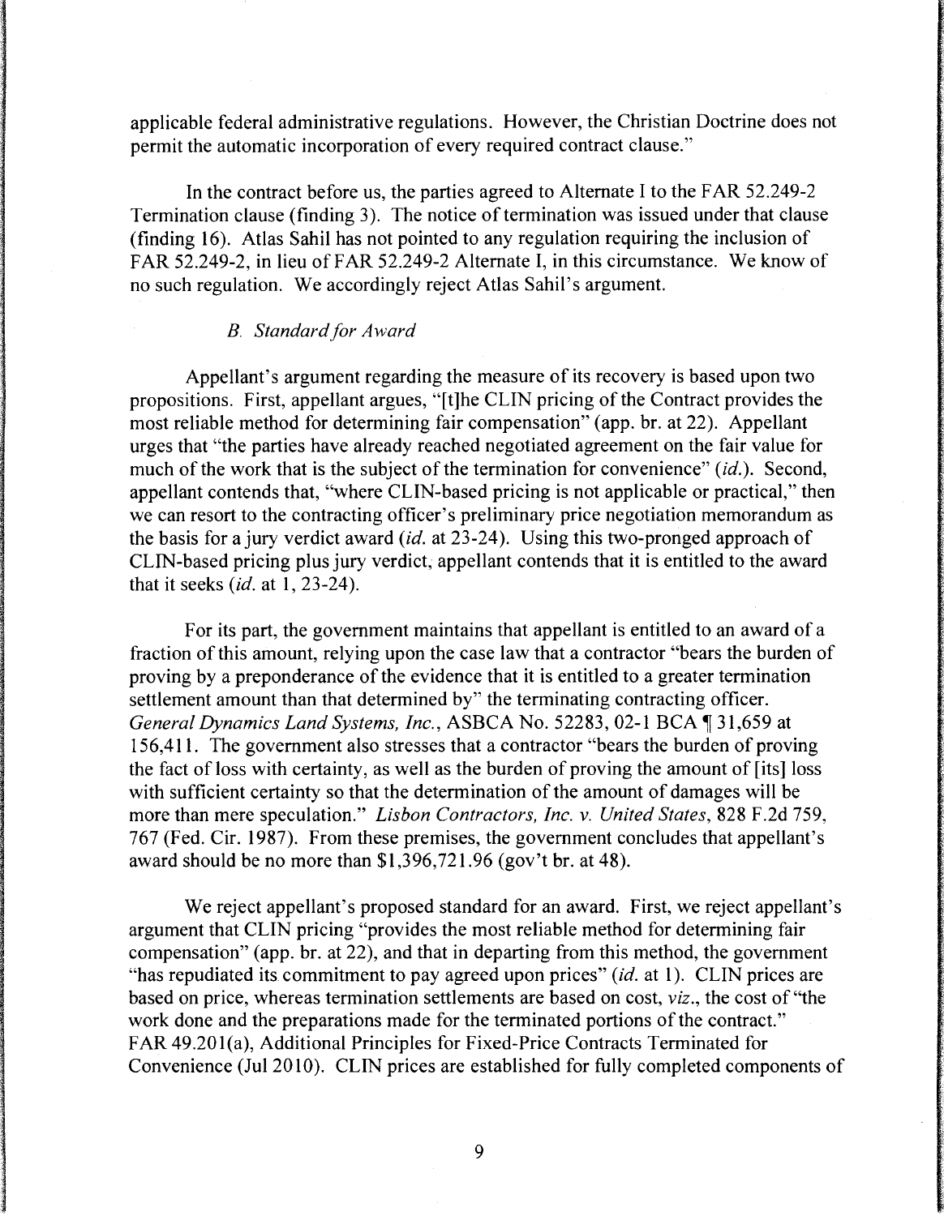applicable federal administrative regulations. However, the Christian Doctrine does not permit the automatic incorporation of every required contract clause."

In the contract before us, the parties agreed to Alternate I to the FAR 52.249-2 Termination clause (finding 3). The notice of termination was issued under that clause (finding 16). Atlas Sahil has not pointed to any regulation requiring the inclusion of FAR 52.249-2, in lieu of FAR 52.249-2 Alternate I, in this circumstance. We know of no such regulation. We accordingly reject Atlas Sahil's argument.

### *B. Standard for Award*

Appellant's argument regarding the measure of its recovery is based upon two propositions. First, appellant argues, "[t]he CLIN pricing of the Contract provides the most reliable method for determining fair compensation" (app. br. at 22). Appellant urges that "the parties have already reached negotiated agreement on the fair value for much of the work that is the subject of the termination for convenience" (*id.*). Second, appellant contends that, "where CLIN-based pricing is not applicable or practical," then we can resort to the contracting officer's preliminary price negotiation memorandum as the basis for a jury verdict award (*id.* at 23-24). Using this two-pronged approach of CLIN-based pricing plus jury verdict, appellant contends that it is entitled to the award that it seeks (*id.* at 1, 23-24).

For its part, the government maintains that appellant is entitled to an award of a fraction of this amount, relying upon the case law that a contractor "bears the burden of proving by a preponderance of the evidence that it is entitled to a greater termination settlement amount than that determined by" the terminating contracting officer. *General Dynamics Land Systems, Inc.*, ASBCA No. 52283, 02-1 BCA ¶ 31,659 at 156,411. The government also stresses that a contractor "bears the burden of proving the fact of loss with certainty, as well as the burden of proving the amount of [its] loss with sufficient certainty so that the determination of the amount of damages will be more than mere speculation." *Lisbon Contractors, Inc. v. United States*, 828 F.2d 759, 767 (Fed. Cir. 1987). From these premises, the government concludes that appellant's award should be no more than $1,396,721.96 (gov't br. at 48).

We reject appellant's proposed standard for an award. First, we reject appellant's argument that CLIN pricing "provides the most reliable method for determining fair compensation" (app. br. at 22), and that in departing from this method, the government "has repudiated its commitment to pay agreed upon prices" (*id.* at 1). CLIN prices are based on price, whereas termination settlements are based on cost, *viz.*, the cost of "the work done and the preparations made for the terminated portions of the contract." FAR 49.201(a), Additional Principles for Fixed-Price Contracts Terminated for Convenience (Jul 2010). CLIN prices are established for fully completed components of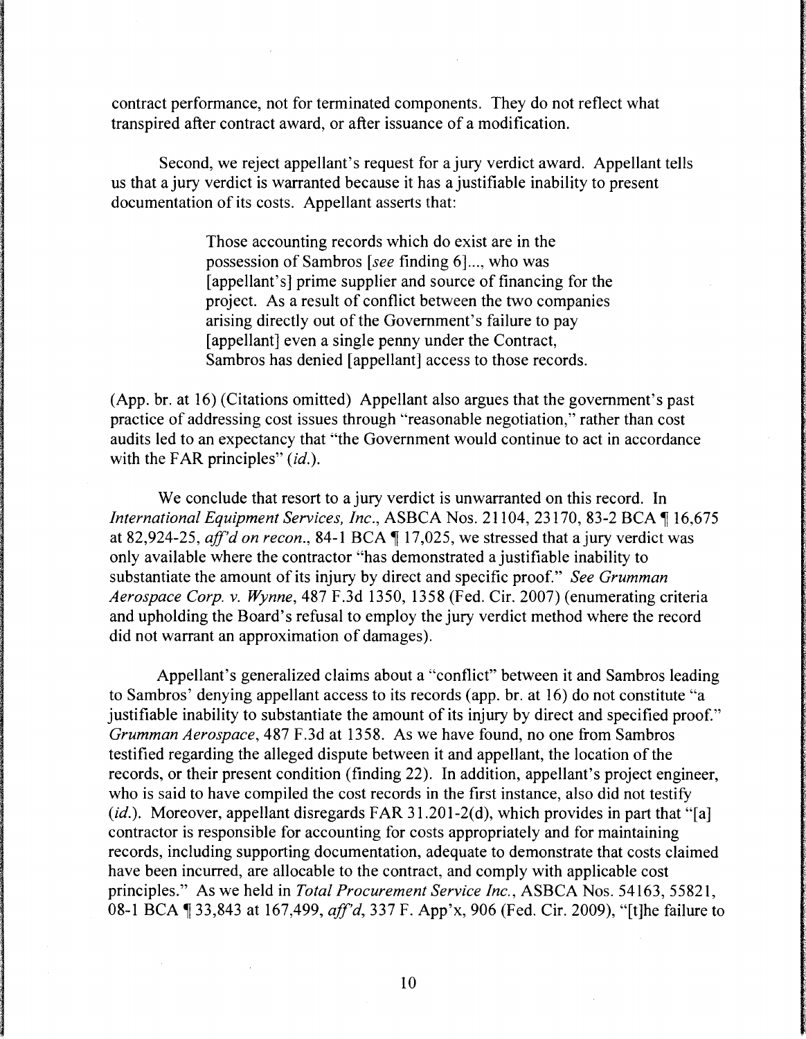contract performance, not for terminated components. They do not reflect what transpired after contract award, or after issuance of a modification.

Second, we reject appellant's request for a jury verdict award. Appellant tells us that a jury verdict is warranted because it has a justifiable inability to present documentation of its costs. Appellant asserts that:

> Those accounting records which do exist are in the possession of Sambros [*see* finding 6]..., who was [appellant's] prime supplier and source of financing for the project. As a result of conflict between the two companies arising directly out of the Government's failure to pay [appellant] even a single penny under the Contract, Sambros has denied [appellant] access to those records.

(App. br. at 16) (Citations omitted) Appellant also argues that the government's past practice of addressing cost issues through "reasonable negotiation," rather than cost audits led to an expectancy that "the Government would continue to act in accordance with the FAR principles" (*id.*).

We conclude that resort to a jury verdict is unwarranted on this record. In *International Equipment Services, Inc.*, ASBCA Nos. 21104, 23170, 83-2 BCA ¶ 16,675 at 82,924-25, *aff'd on recon.*, 84-1 BCA ¶ 17,025, we stressed that a jury verdict was only available where the contractor "has demonstrated a justifiable inability to substantiate the amount of its injury by direct and specific proof." *See Grumman Aerospace Corp. v. Wynne*, 487 F.3d 1350, 1358 (Fed. Cir. 2007) (enumerating criteria and upholding the Board's refusal to employ the jury verdict method where the record did not warrant an approximation of damages).

Appellant's generalized claims about a "conflict" between it and Sambros leading to Sambros' denying appellant access to its records (app. br. at 16) do not constitute "a justifiable inability to substantiate the amount of its injury by direct and specified proof." *Grumman Aerospace*, 487 F.3d at 1358. As we have found, no one from Sambros testified regarding the alleged dispute between it and appellant, the location of the records, or their present condition (finding 22). In addition, appellant's project engineer, who is said to have compiled the cost records in the first instance, also did not testify (*id.*). Moreover, appellant disregards FAR 31.201-2(d), which provides in part that "[a] contractor is responsible for accounting for costs appropriately and for maintaining records, including supporting documentation, adequate to demonstrate that costs claimed have been incurred, are allocable to the contract, and comply with applicable cost principles." As we held in *Total Procurement Service Inc.*, ASBCA Nos. 54163, 55821, 08-1 BCA ¶ 33,843 at 167,499, *aff'd*, 337 F. App'x, 906 (Fed. Cir. 2009), "[t]he failure to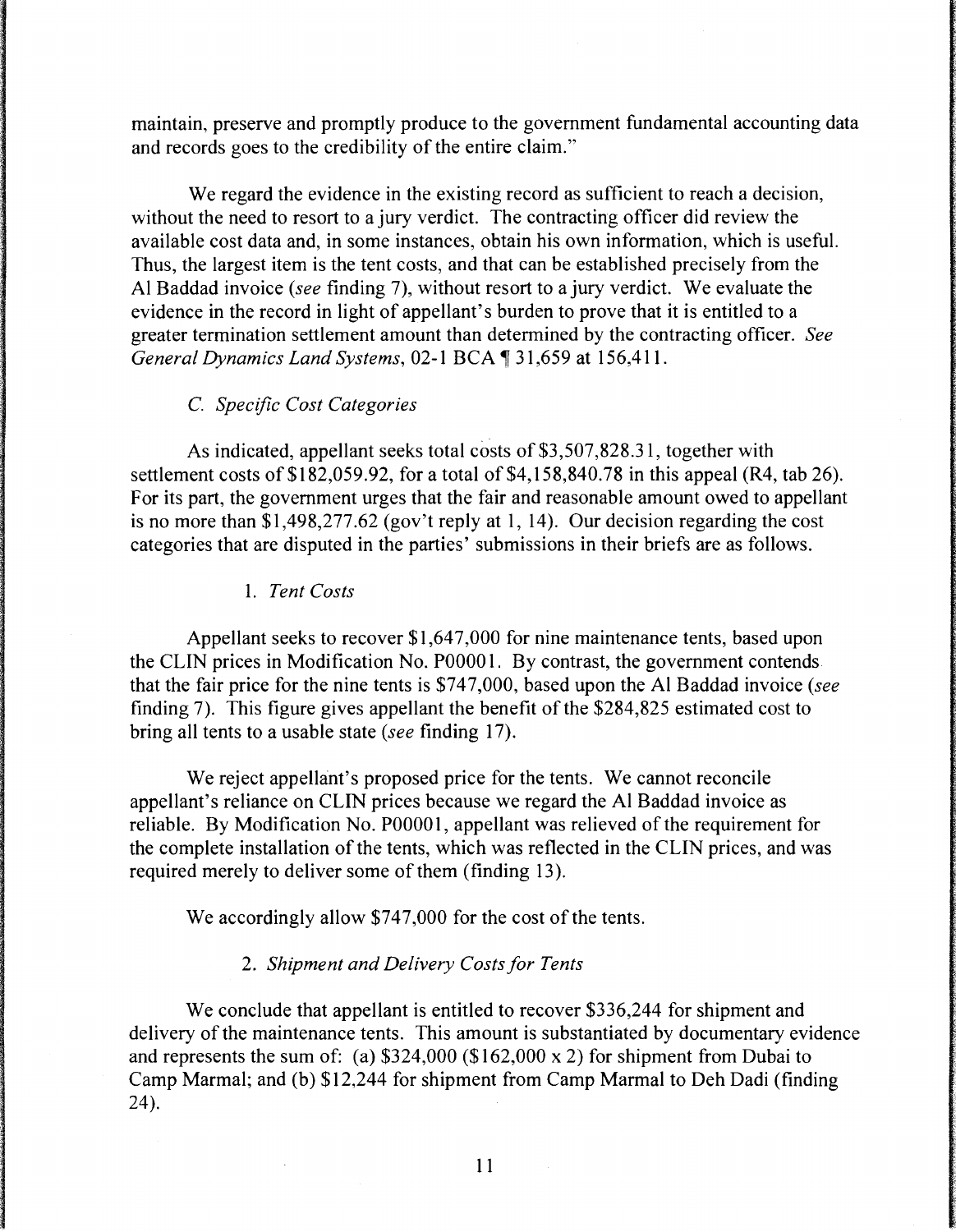maintain, preserve and promptly produce to the government fundamental accounting data and records goes to the credibility of the entire claim."

We regard the evidence in the existing record as sufficient to reach a decision, without the need to resort to a jury verdict. The contracting officer did review the available cost data and, in some instances, obtain his own information, which is useful. Thus, the largest item is the tent costs, and that can be established precisely from the Al Baddad invoice (*see* finding 7), without resort to a jury verdict. We evaluate the evidence in the record in light of appellant's burden to prove that it is entitled to a greater termination settlement amount than determined by the contracting officer. *See General Dynamics Land Systems*, 02-1 BCA ¶ 31,659 at 156,411.

### *C. Specific Cost Categories*

As indicated, appellant seeks total costs of $3,507,828.31, together with settlement costs of $182,059.92, for a total of $4,158,840.78 in this appeal (R4, tab 26). For its part, the government urges that the fair and reasonable amount owed to appellant is no more than $1,498,277.62 (gov't reply at 1, 14). Our decision regarding the cost categories that are disputed in the parties' submissions in their briefs are as follows.

#### 1. *Tent Costs*

Appellant seeks to recover $1,647,000 for nine maintenance tents, based upon the CLIN prices in Modification No. P00001. By contrast, the government contends that the fair price for the nine tents is $747,000, based upon the Al Baddad invoice (*see* finding 7). This figure gives appellant the benefit of the $284,825 estimated cost to bring all tents to a usable state (*see* finding 17).

We reject appellant's proposed price for the tents. We cannot reconcile appellant's reliance on CLIN prices because we regard the Al Baddad invoice as reliable. By Modification No. P00001, appellant was relieved of the requirement for the complete installation of the tents, which was reflected in the CLIN prices, and was required merely to deliver some of them (finding 13).

We accordingly allow $747,000 for the cost of the tents.

#### 2. *Shipment and Delivery Costs for Tents*

We conclude that appellant is entitled to recover $336,244 for shipment and delivery of the maintenance tents. This amount is substantiated by documentary evidence and represents the sum of: (a) $324,000 ($162,000 x 2) for shipment from Dubai to Camp Marmal; and (b) $12,244 for shipment from Camp Marmal to Deh Dadi (finding 24).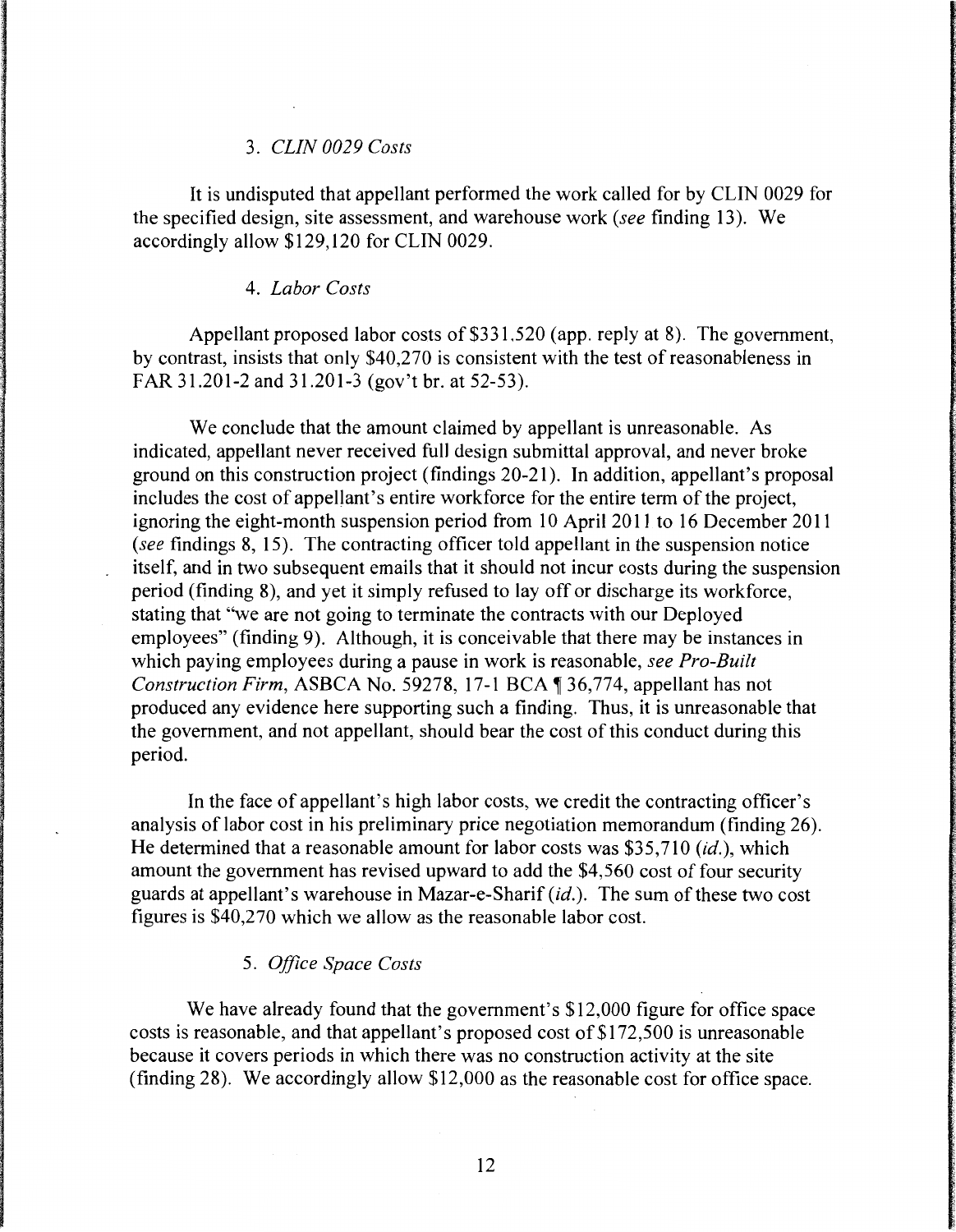### 3. *CLIN 0029 Costs*

It is undisputed that appellant performed the work called for by CLIN 0029 for the specified design, site assessment, and warehouse work (*see* finding 13). We accordingly allow $129,120 for CLIN 0029.

### 4. *Labor Costs*

Appellant proposed labor costs of $331,520 (app. reply at 8). The government, by contrast, insists that only $40,270 is consistent with the test of reasonableness in FAR 31.201-2 and 31.201-3 (gov't br. at 52-53).

We conclude that the amount claimed by appellant is unreasonable. As indicated, appellant never received full design submittal approval, and never broke ground on this construction project (findings 20-21). In addition, appellant's proposal includes the cost of appellant's entire workforce for the entire term of the project, ignoring the eight-month suspension period from 10 April 2011 to 16 December 2011 (*see* findings 8, 15). The contracting officer told appellant in the suspension notice itself, and in two subsequent emails that it should not incur costs during the suspension period (finding 8), and yet it simply refused to lay off or discharge its workforce, stating that "we are not going to terminate the contracts with our Deployed employees" (finding 9). Although, it is conceivable that there may be instances in which paying employees during a pause in work is reasonable, *see Pro-Built Construction Firm*, ASBCA No. 59278, 17-1 BCA ¶ 36,774, appellant has not produced any evidence here supporting such a finding. Thus, it is unreasonable that the government, and not appellant, should bear the cost of this conduct during this period.

In the face of appellant's high labor costs, we credit the contracting officer's analysis of labor cost in his preliminary price negotiation memorandum (finding 26). He determined that a reasonable amount for labor costs was $35,710 (*id.*), which amount the government has revised upward to add the $4,560 cost of four security guards at appellant's warehouse in Mazar-e-Sharif (*id.*). The sum of these two cost figures is $40,270 which we allow as the reasonable labor cost.

### 5. *Office Space Costs*

We have already found that the government's $12,000 figure for office space costs is reasonable, and that appellant's proposed cost of $172,500 is unreasonable because it covers periods in which there was no construction activity at the site (finding 28). We accordingly allow $12,000 as the reasonable cost for office space.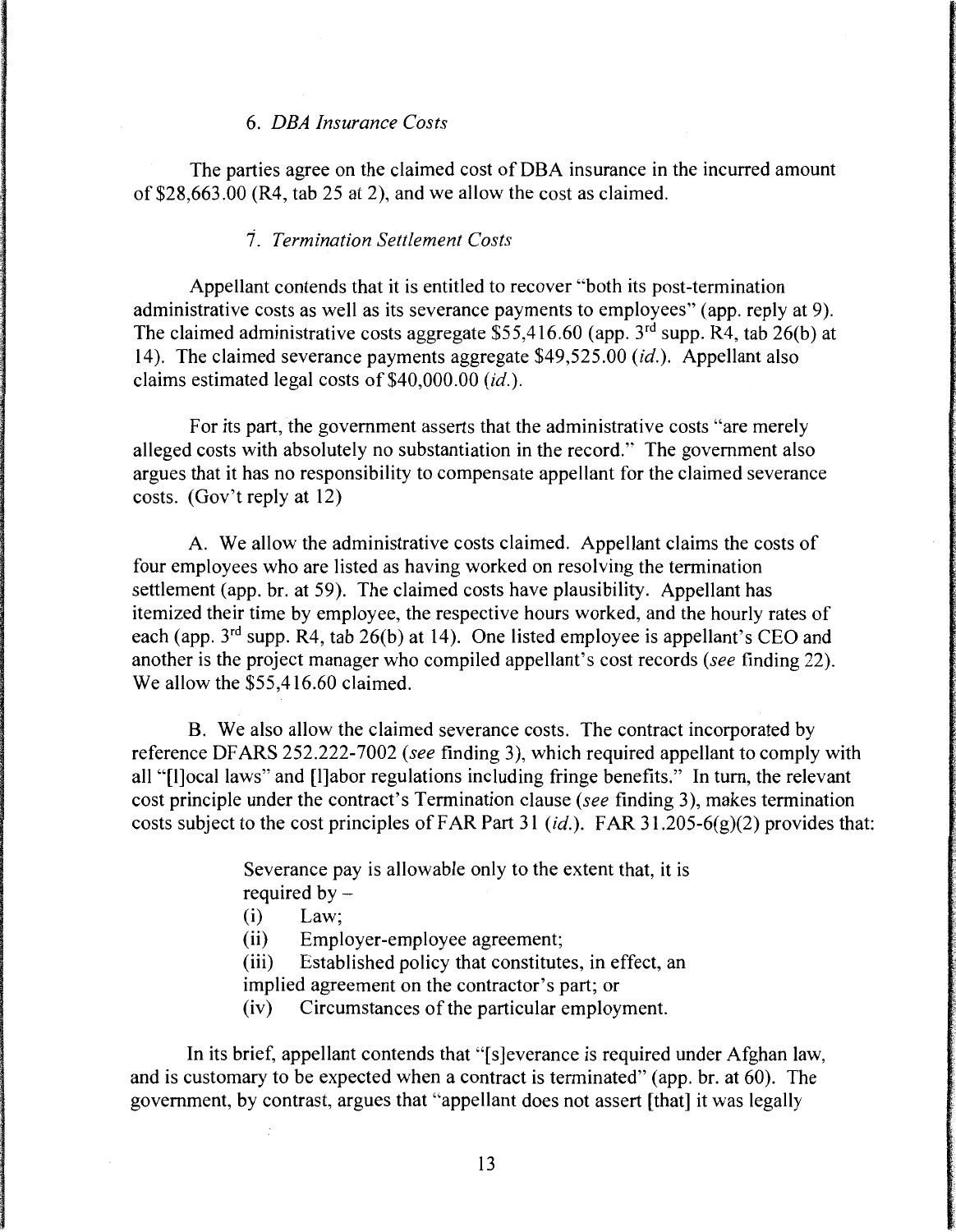### 6. *DBA Insurance Costs*

The parties agree on the claimed cost of DBA insurance in the incurred amount of $28,663.00 (R4, tab 25 at 2), and we allow the cost as claimed.

### 7. *Termination Settlement Costs*

Appellant contends that it is entitled to recover "both its post-termination administrative costs as well as its severance payments to employees" (app. reply at 9). The claimed administrative costs aggregate $55,416.60 (app. 3rd supp. R4, tab 26(b) at 14). The claimed severance payments aggregate $49,525.00 (*id.*). Appellant also claims estimated legal costs of $40,000.00 (*id.*).

For its part, the government asserts that the administrative costs "are merely alleged costs with absolutely no substantiation in the record." The government also argues that it has no responsibility to compensate appellant for the claimed severance costs. (Gov't reply at 12)

A. We allow the administrative costs claimed. Appellant claims the costs of four employees who are listed as having worked on resolving the termination settlement (app. br. at 59). The claimed costs have plausibility. Appellant has itemized their time by employee, the respective hours worked, and the hourly rates of each (app. 3rd supp. R4, tab 26(b) at 14). One listed employee is appellant's CEO and another is the project manager who compiled appellant's cost records (*see* finding 22). We allow the $55,416.60 claimed.

B. We also allow the claimed severance costs. The contract incorporated by reference DFARS 252.222-7002 (*see* finding 3), which required appellant to comply with all "[l]ocal laws" and [l]abor regulations including fringe benefits." In turn, the relevant cost principle under the contract's Termination clause (*see* finding 3), makes termination costs subject to the cost principles of FAR Part 31 (*id.*). FAR 31.205-6(g)(2) provides that:

> Severance pay is allowable only to the extent that, it is required by –
>
> (i) Law;
>
> (ii) Employer-employee agreement;
>
> (iii) Established policy that constitutes, in effect, an implied agreement on the contractor's part; or
>
> (iv) Circumstances of the particular employment.

In its brief, appellant contends that "[s]everance is required under Afghan law, and is customary to be expected when a contract is terminated" (app. br. at 60). The government, by contrast, argues that "appellant does not assert [that] it was legally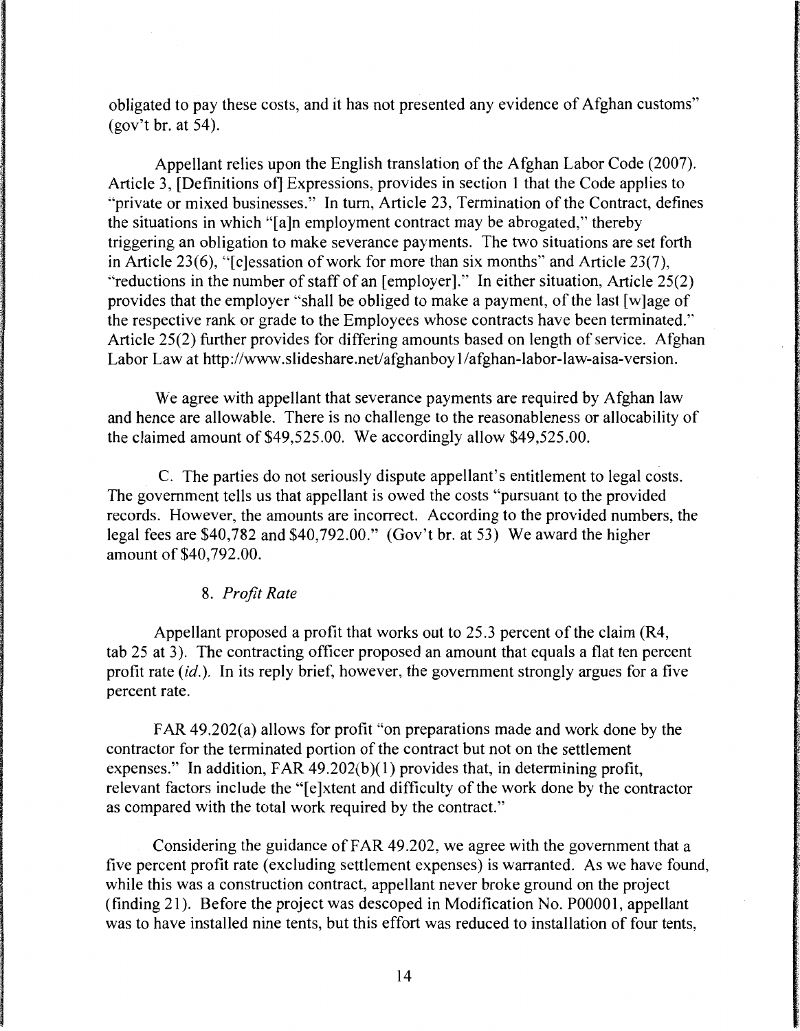obligated to pay these costs, and it has not presented any evidence of Afghan customs" (gov't br. at 54).

Appellant relies upon the English translation of the Afghan Labor Code (2007). Article 3, [Definitions of] Expressions, provides in section 1 that the Code applies to "private or mixed businesses." In turn, Article 23, Termination of the Contract, defines the situations in which "[a]n employment contract may be abrogated," thereby triggering an obligation to make severance payments. The two situations are set forth in Article 23(6), "[c]essation of work for more than six months" and Article 23(7), "reductions in the number of staff of an [employer]." In either situation, Article 25(2) provides that the employer "shall be obliged to make a payment, of the last [w]age of the respective rank or grade to the Employees whose contracts have been terminated." Article 25(2) further provides for differing amounts based on length of service. Afghan Labor Law at http://www.slideshare.net/afghanboy1/afghan-labor-law-aisa-version.

We agree with appellant that severance payments are required by Afghan law and hence are allowable. There is no challenge to the reasonableness or allocability of the claimed amount of $49,525.00. We accordingly allow $49,525.00.

C. The parties do not seriously dispute appellant's entitlement to legal costs. The government tells us that appellant is owed the costs "pursuant to the provided records. However, the amounts are incorrect. According to the provided numbers, the legal fees are $40,782 and $40,792.00." (Gov't br. at 53) We award the higher amount of $40,792.00.

8. *Profit Rate*

Appellant proposed a profit that works out to 25.3 percent of the claim (R4, tab 25 at 3). The contracting officer proposed an amount that equals a flat ten percent profit rate (*id.*). In its reply brief, however, the government strongly argues for a five percent rate.

FAR 49.202(a) allows for profit "on preparations made and work done by the contractor for the terminated portion of the contract but not on the settlement expenses." In addition, FAR 49.202(b)(1) provides that, in determining profit, relevant factors include the "[e]xtent and difficulty of the work done by the contractor as compared with the total work required by the contract."

Considering the guidance of FAR 49.202, we agree with the government that a five percent profit rate (excluding settlement expenses) is warranted. As we have found, while this was a construction contract, appellant never broke ground on the project (finding 21). Before the project was descoped in Modification No. P00001, appellant was to have installed nine tents, but this effort was reduced to installation of four tents,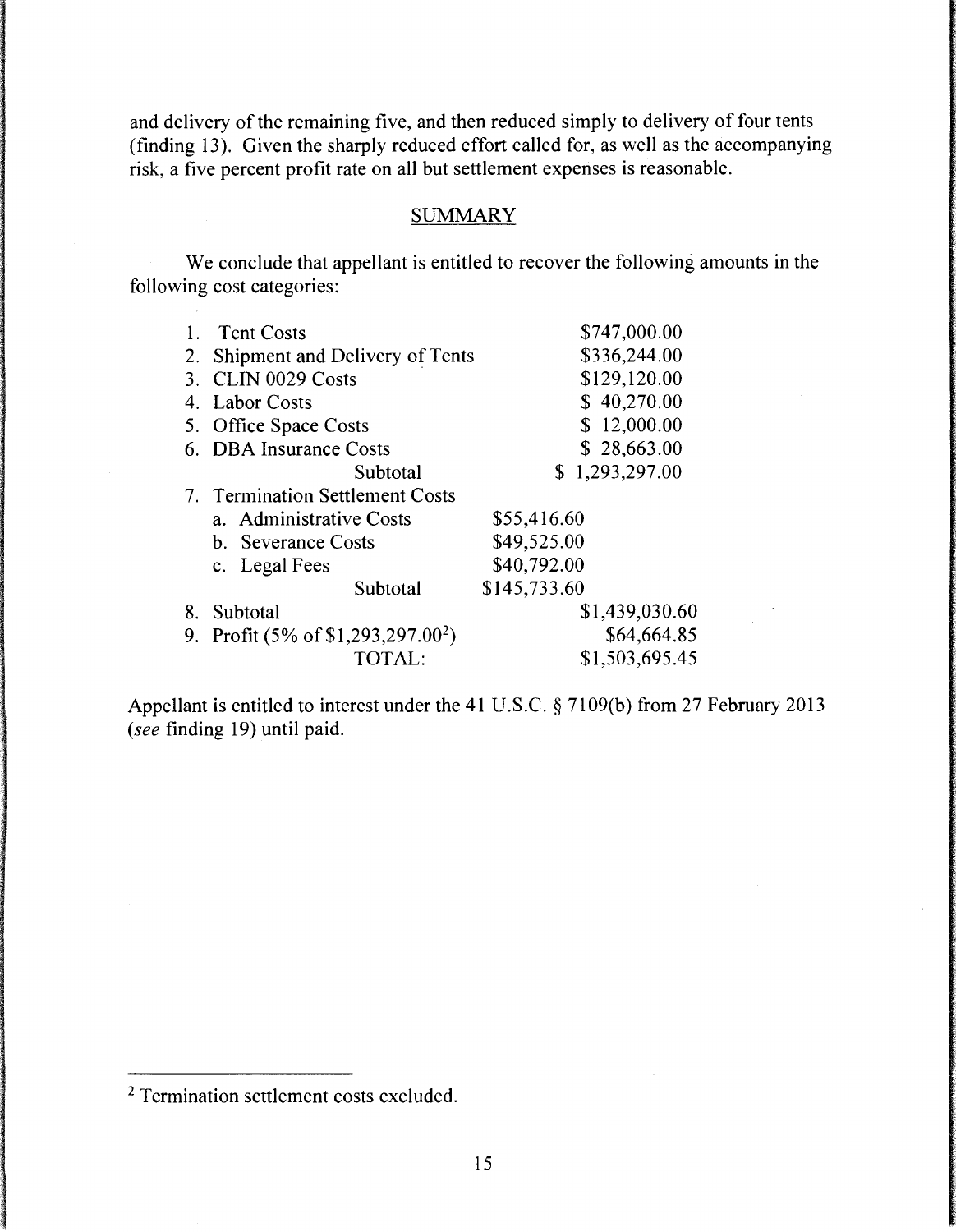and delivery of the remaining five, and then reduced simply to delivery of four tents (finding 13). Given the sharply reduced effort called for, as well as the accompanying risk, a five percent profit rate on all but settlement expenses is reasonable.

## SUMMARY

We conclude that appellant is entitled to recover the following amounts in the following cost categories:

| | | |
|---|---|---|
| 1. Tent Costs | | $747,000.00 |
| 2. Shipment and Delivery of Tents | | $336,244.00 |
| 3. CLIN 0029 Costs | | $129,120.00 |
| 4. Labor Costs | | $ 40,270.00 |
| 5. Office Space Costs | | $ 12,000.00 |
| 6. DBA Insurance Costs | | $ 28,663.00 |
| Subtotal | | $ 1,293,297.00 |
| 7. Termination Settlement Costs | | |
| a. Administrative Costs | $55,416.60 | |
| b. Severance Costs | $49,525.00 | |
| c. Legal Fees | $40,792.00 | |
| Subtotal | $145,733.60 | |
| 8. Subtotal | | $1,439,030.60 |
| 9. Profit (5% of $1,293,297.00[2]) | | $64,664.85 |
| TOTAL: | | $1,503,695.45 |

Appellant is entitled to interest under the 41 U.S.C. § 7109(b) from 27 February 2013 (*see* finding 19) until paid.

---

[2] Termination settlement costs excluded.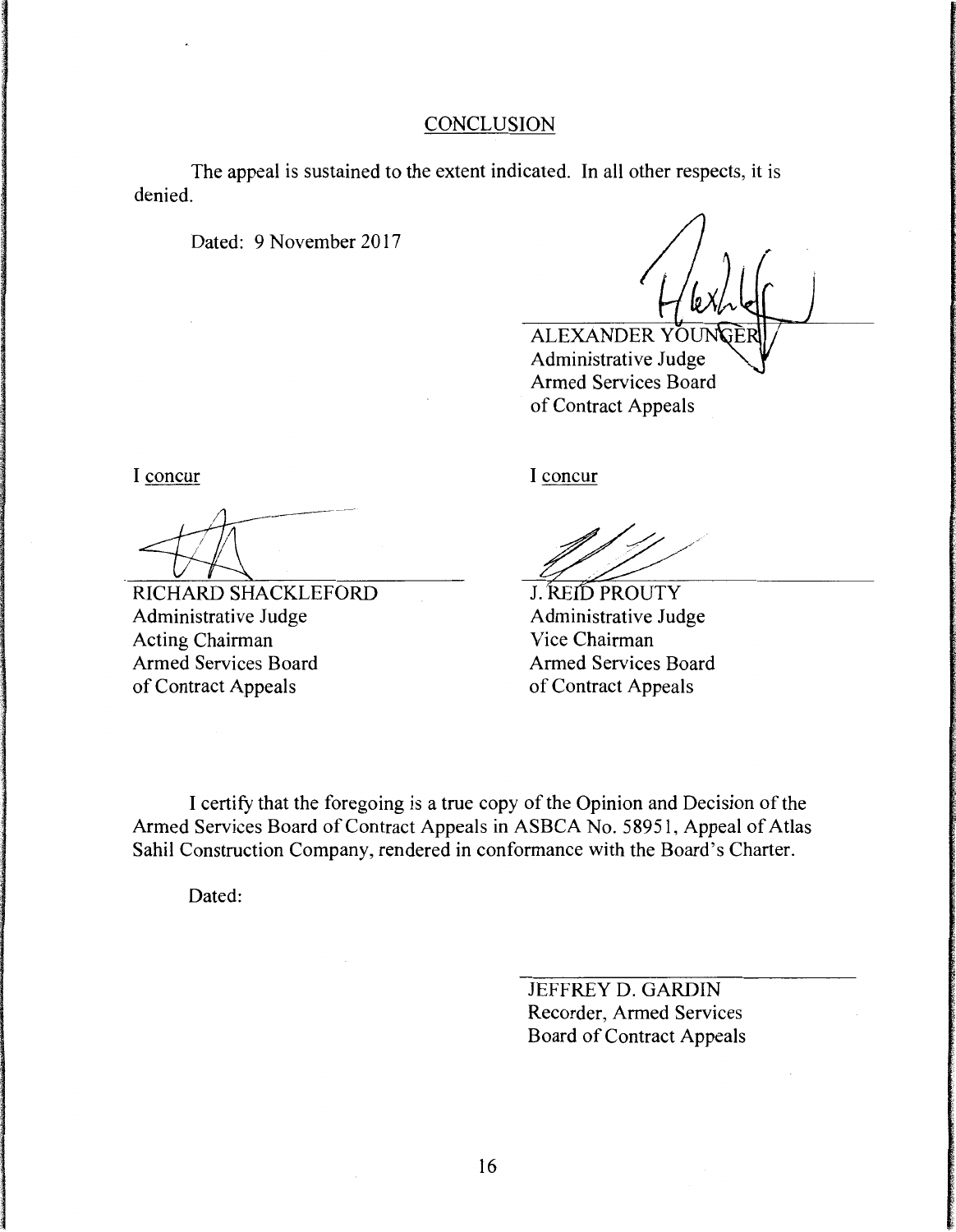## CONCLUSION

The appeal is sustained to the extent indicated. In all other respects, it is denied.

Dated: 9 November 2017

ALEXANDER YOUNGER
Administrative Judge
Armed Services Board
of Contract Appeals

I concur

RICHARD SHACKLEFORD
Administrative Judge
Acting Chairman
Armed Services Board
of Contract Appeals

I concur

J. REID PROUTY
Administrative Judge
Vice Chairman
Armed Services Board
of Contract Appeals

I certify that the foregoing is a true copy of the Opinion and Decision of the Armed Services Board of Contract Appeals in ASBCA No. 58951, Appeal of Atlas Sahil Construction Company, rendered in conformance with the Board's Charter.

Dated:

JEFFREY D. GARDIN
Recorder, Armed Services
Board of Contract Appeals